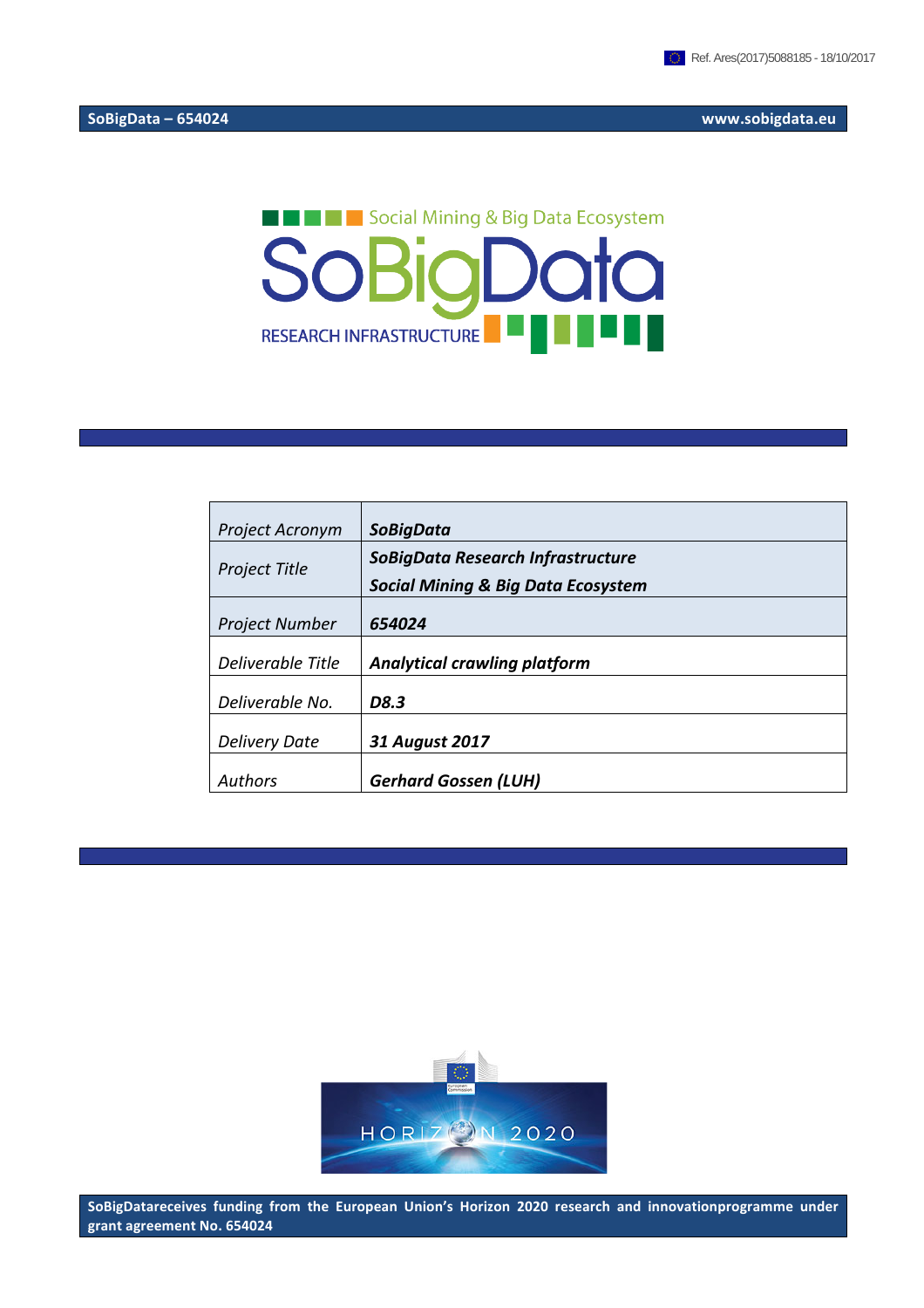Ref. Ares(2017)5088185 - 18/10/2017

SoBigData – 654024 www.sobigdata.eu

Social Mining & Big Data Ecosystem

SoBigData

RESEARCH INFRASTRUCTURE

| *Project Acronym* | ***SoBigData*** |
| --- | --- |
| *Project Title* | ***SoBigData Research Infrastructure*** ***Social Mining & Big Data Ecosystem*** |
| *Project Number* | ***654024*** |
| *Deliverable Title* | ***Analytical crawling platform*** |
| *Deliverable No.* | ***D8.3*** |
| *Delivery Date* | ***31 August 2017*** |
| *Authors* | ***Gerhard Gossen (LUH)*** |

HORIZON 2020

**SoBigDatareceives funding from the European Union's Horizon 2020 research and innovationprogramme under grant agreement No. 654024**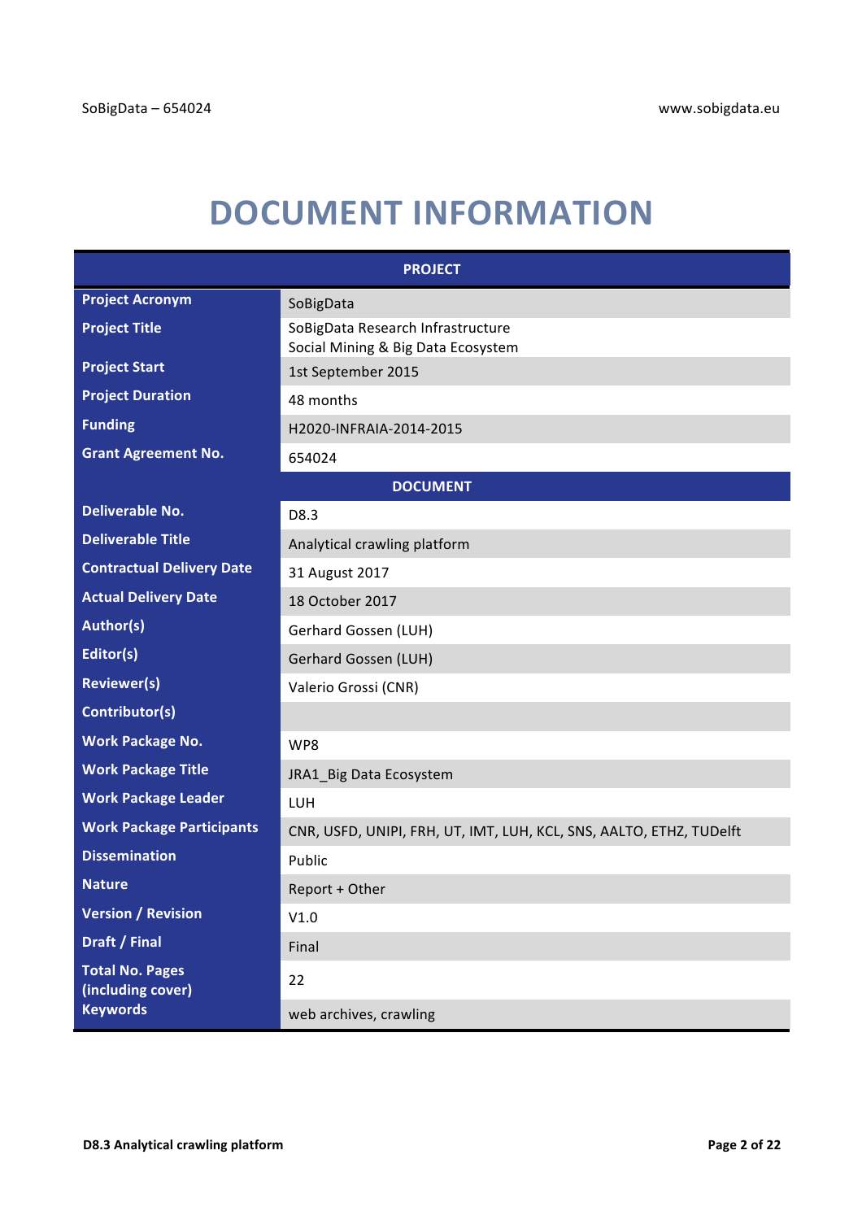# DOCUMENT INFORMATION

| PROJECT | |
|---|---|
| **Project Acronym** | SoBigData |
| **Project Title** | SoBigData Research Infrastructure<br>Social Mining & Big Data Ecosystem |
| **Project Start** | 1st September 2015 |
| **Project Duration** | 48 months |
| **Funding** | H2020-INFRAIA-2014-2015 |
| **Grant Agreement No.** | 654024 |
| **DOCUMENT** | |
| **Deliverable No.** | D8.3 |
| **Deliverable Title** | Analytical crawling platform |
| **Contractual Delivery Date** | 31 August 2017 |
| **Actual Delivery Date** | 18 October 2017 |
| **Author(s)** | Gerhard Gossen (LUH) |
| **Editor(s)** | Gerhard Gossen (LUH) |
| **Reviewer(s)** | Valerio Grossi (CNR) |
| **Contributor(s)** | |
| **Work Package No.** | WP8 |
| **Work Package Title** | JRA1_Big Data Ecosystem |
| **Work Package Leader** | LUH |
| **Work Package Participants** | CNR, USFD, UNIPI, FRH, UT, IMT, LUH, KCL, SNS, AALTO, ETHZ, TUDelft |
| **Dissemination** | Public |
| **Nature** | Report + Other |
| **Version / Revision** | V1.0 |
| **Draft / Final** | Final |
| **Total No. Pages (including cover)** | 22 |
| **Keywords** | web archives, crawling |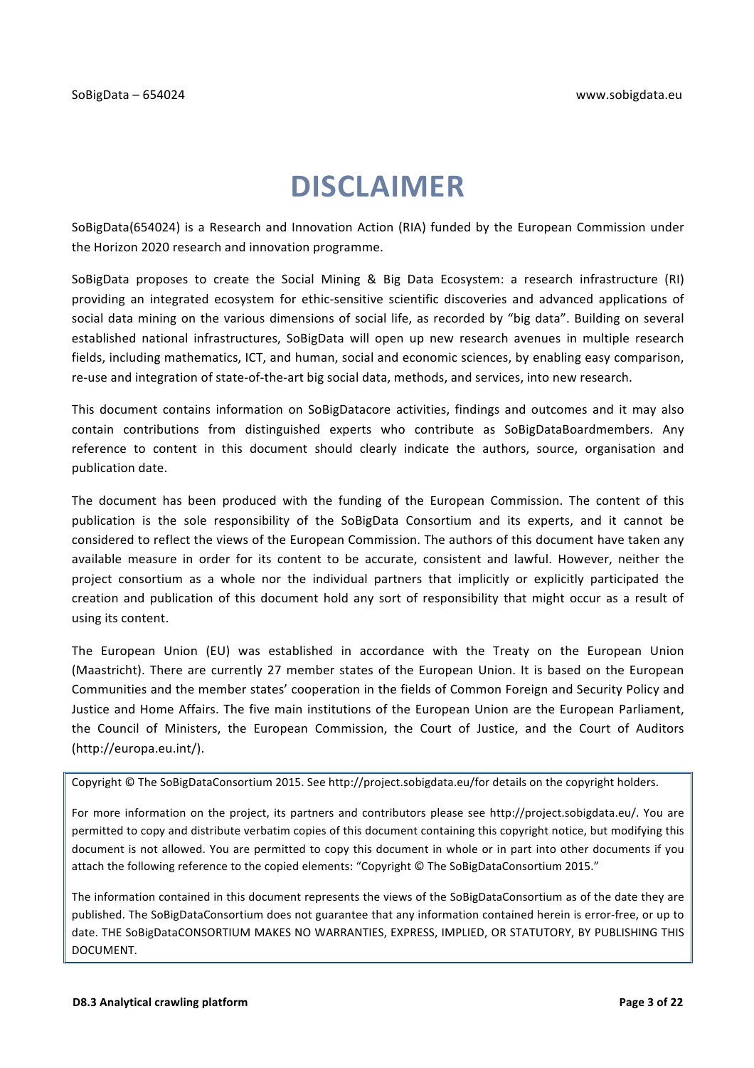# DISCLAIMER

SoBigData(654024) is a Research and Innovation Action (RIA) funded by the European Commission under the Horizon 2020 research and innovation programme.

SoBigData proposes to create the Social Mining & Big Data Ecosystem: a research infrastructure (RI) providing an integrated ecosystem for ethic-sensitive scientific discoveries and advanced applications of social data mining on the various dimensions of social life, as recorded by "big data". Building on several established national infrastructures, SoBigData will open up new research avenues in multiple research fields, including mathematics, ICT, and human, social and economic sciences, by enabling easy comparison, re-use and integration of state-of-the-art big social data, methods, and services, into new research.

This document contains information on SoBigDatacore activities, findings and outcomes and it may also contain contributions from distinguished experts who contribute as SoBigDataBoardmembers. Any reference to content in this document should clearly indicate the authors, source, organisation and publication date.

The document has been produced with the funding of the European Commission. The content of this publication is the sole responsibility of the SoBigData Consortium and its experts, and it cannot be considered to reflect the views of the European Commission. The authors of this document have taken any available measure in order for its content to be accurate, consistent and lawful. However, neither the project consortium as a whole nor the individual partners that implicitly or explicitly participated the creation and publication of this document hold any sort of responsibility that might occur as a result of using its content.

The European Union (EU) was established in accordance with the Treaty on the European Union (Maastricht). There are currently 27 member states of the European Union. It is based on the European Communities and the member states' cooperation in the fields of Common Foreign and Security Policy and Justice and Home Affairs. The five main institutions of the European Union are the European Parliament, the Council of Ministers, the European Commission, the Court of Justice, and the Court of Auditors (http://europa.eu.int/).

Copyright © The SoBigDataConsortium 2015. See http://project.sobigdata.eu/for details on the copyright holders.

For more information on the project, its partners and contributors please see http://project.sobigdata.eu/. You are permitted to copy and distribute verbatim copies of this document containing this copyright notice, but modifying this document is not allowed. You are permitted to copy this document in whole or in part into other documents if you attach the following reference to the copied elements: "Copyright © The SoBigDataConsortium 2015."

The information contained in this document represents the views of the SoBigDataConsortium as of the date they are published. The SoBigDataConsortium does not guarantee that any information contained herein is error-free, or up to date. THE SoBigDataCONSORTIUM MAKES NO WARRANTIES, EXPRESS, IMPLIED, OR STATUTORY, BY PUBLISHING THIS DOCUMENT.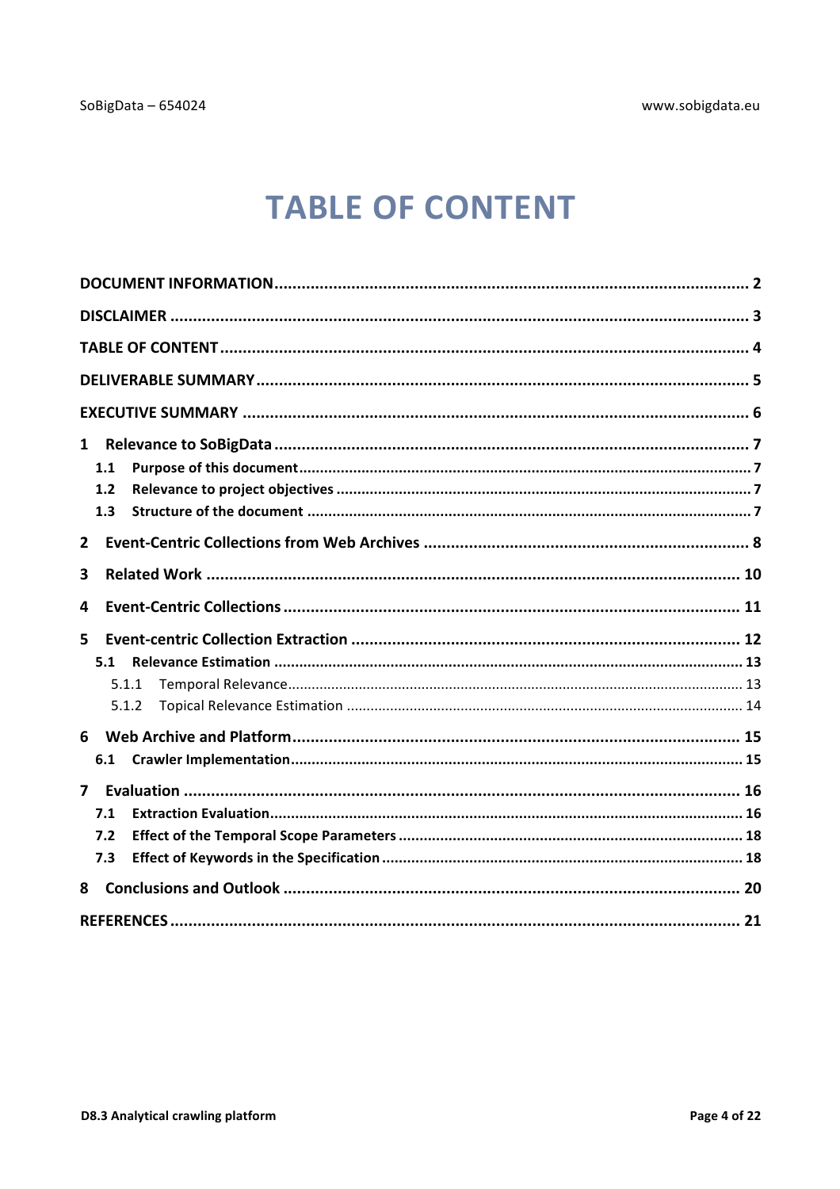# TABLE OF CONTENT

**DOCUMENT INFORMATION** .......... 2

**DISCLAIMER** .......... 3

**TABLE OF CONTENT** .......... 4

**DELIVERABLE SUMMARY** .......... 5

**EXECUTIVE SUMMARY** .......... 6

**1 Relevance to SoBigData** .......... 7
- **1.1 Purpose of this document** .......... 7
- **1.2 Relevance to project objectives** .......... 7
- **1.3 Structure of the document** .......... 7

**2 Event-Centric Collections from Web Archives** .......... 8

**3 Related Work** .......... 10

**4 Event-Centric Collections** .......... 11

**5 Event-centric Collection Extraction** .......... 12
- **5.1 Relevance Estimation** .......... 13
  - 5.1.1 Temporal Relevance .......... 13
  - 5.1.2 Topical Relevance Estimation .......... 14

**6 Web Archive and Platform** .......... 15
- **6.1 Crawler Implementation** .......... 15

**7 Evaluation** .......... 16
- **7.1 Extraction Evaluation** .......... 16
- **7.2 Effect of the Temporal Scope Parameters** .......... 18
- **7.3 Effect of Keywords in the Specification** .......... 18

**8 Conclusions and Outlook** .......... 20

**REFERENCES** .......... 21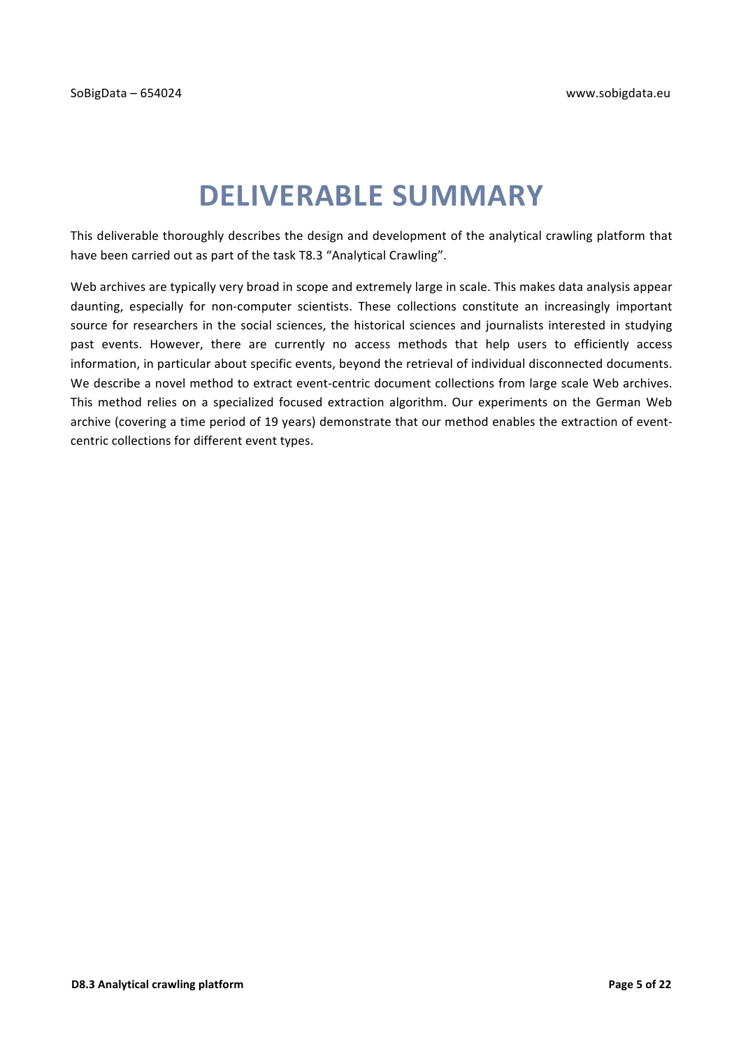# DELIVERABLE SUMMARY

This deliverable thoroughly describes the design and development of the analytical crawling platform that have been carried out as part of the task T8.3 "Analytical Crawling".

Web archives are typically very broad in scope and extremely large in scale. This makes data analysis appear daunting, especially for non-computer scientists. These collections constitute an increasingly important source for researchers in the social sciences, the historical sciences and journalists interested in studying past events. However, there are currently no access methods that help users to efficiently access information, in particular about specific events, beyond the retrieval of individual disconnected documents. We describe a novel method to extract event-centric document collections from large scale Web archives. This method relies on a specialized focused extraction algorithm. Our experiments on the German Web archive (covering a time period of 19 years) demonstrate that our method enables the extraction of event-centric collections for different event types.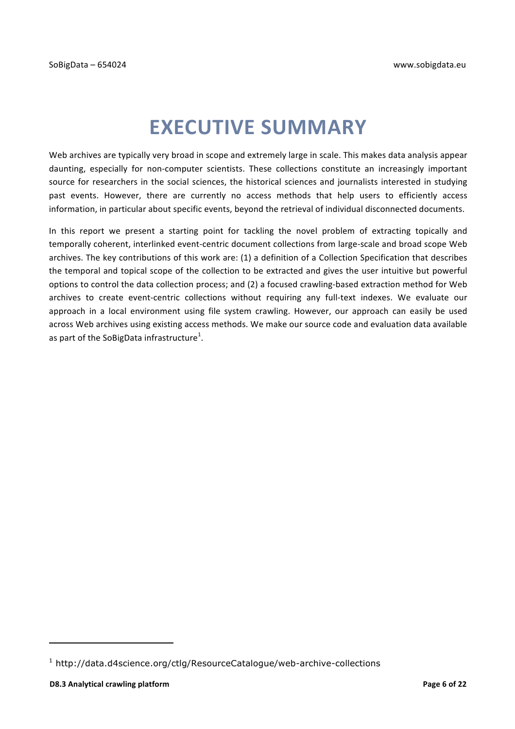# EXECUTIVE SUMMARY

Web archives are typically very broad in scope and extremely large in scale. This makes data analysis appear daunting, especially for non-computer scientists. These collections constitute an increasingly important source for researchers in the social sciences, the historical sciences and journalists interested in studying past events. However, there are currently no access methods that help users to efficiently access information, in particular about specific events, beyond the retrieval of individual disconnected documents.

In this report we present a starting point for tackling the novel problem of extracting topically and temporally coherent, interlinked event-centric document collections from large-scale and broad scope Web archives. The key contributions of this work are: (1) a definition of a Collection Specification that describes the temporal and topical scope of the collection to be extracted and gives the user intuitive but powerful options to control the data collection process; and (2) a focused crawling-based extraction method for Web archives to create event-centric collections without requiring any full-text indexes. We evaluate our approach in a local environment using file system crawling. However, our approach can easily be used across Web archives using existing access methods. We make our source code and evaluation data available as part of the SoBigData infrastructure[1].

[1] http://data.d4science.org/ctlg/ResourceCatalogue/web-archive-collections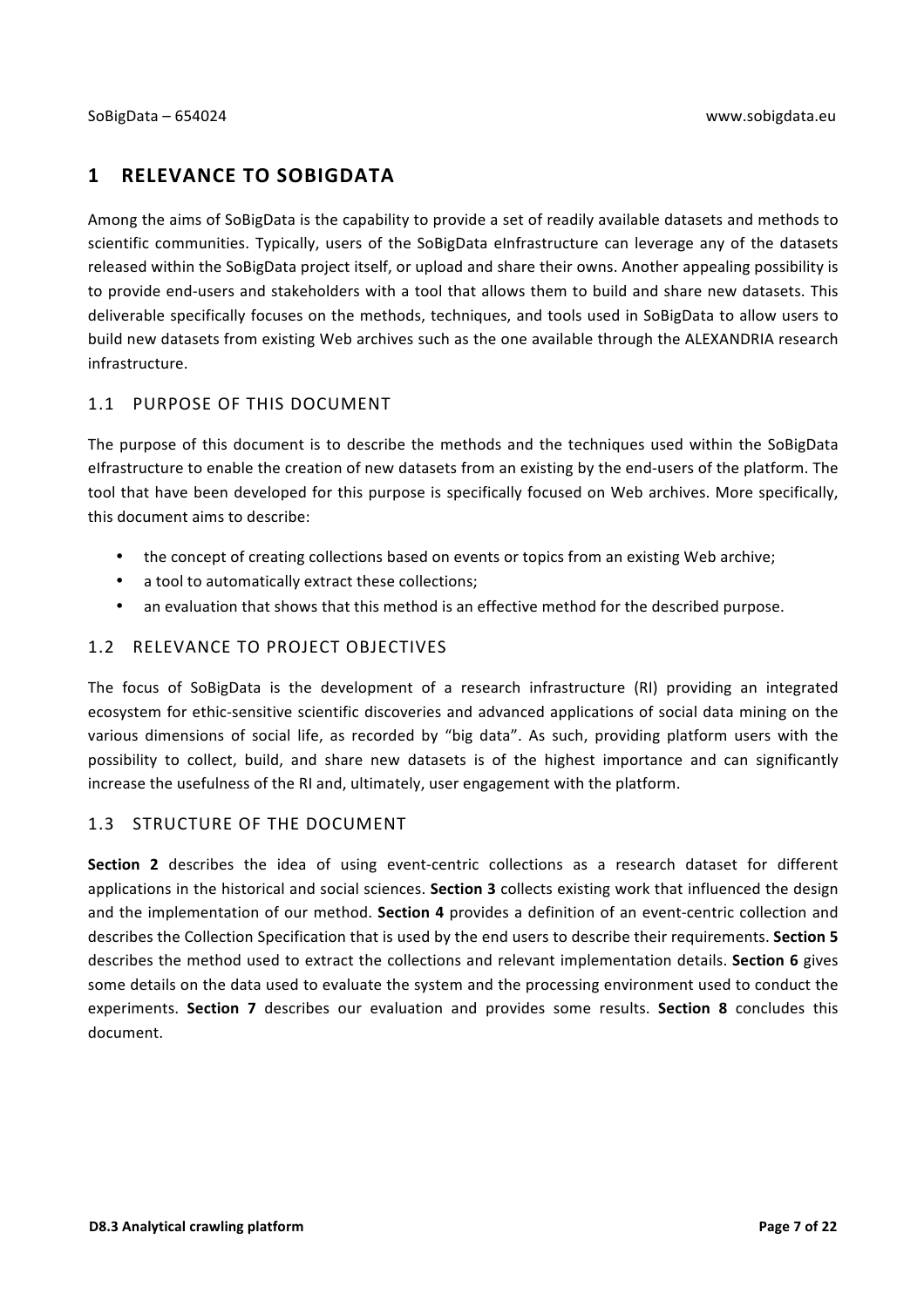# 1 RELEVANCE TO SOBIGDATA

Among the aims of SoBigData is the capability to provide a set of readily available datasets and methods to scientific communities. Typically, users of the SoBigData eInfrastructure can leverage any of the datasets released within the SoBigData project itself, or upload and share their owns. Another appealing possibility is to provide end-users and stakeholders with a tool that allows them to build and share new datasets. This deliverable specifically focuses on the methods, techniques, and tools used in SoBigData to allow users to build new datasets from existing Web archives such as the one available through the ALEXANDRIA research infrastructure.

## 1.1 PURPOSE OF THIS DOCUMENT

The purpose of this document is to describe the methods and the techniques used within the SoBigData eIfrastructure to enable the creation of new datasets from an existing by the end-users of the platform. The tool that have been developed for this purpose is specifically focused on Web archives. More specifically, this document aims to describe:

- the concept of creating collections based on events or topics from an existing Web archive;
- a tool to automatically extract these collections;
- an evaluation that shows that this method is an effective method for the described purpose.

## 1.2 RELEVANCE TO PROJECT OBJECTIVES

The focus of SoBigData is the development of a research infrastructure (RI) providing an integrated ecosystem for ethic-sensitive scientific discoveries and advanced applications of social data mining on the various dimensions of social life, as recorded by "big data". As such, providing platform users with the possibility to collect, build, and share new datasets is of the highest importance and can significantly increase the usefulness of the RI and, ultimately, user engagement with the platform.

## 1.3 STRUCTURE OF THE DOCUMENT

**Section 2** describes the idea of using event-centric collections as a research dataset for different applications in the historical and social sciences. **Section 3** collects existing work that influenced the design and the implementation of our method. **Section 4** provides a definition of an event-centric collection and describes the Collection Specification that is used by the end users to describe their requirements. **Section 5** describes the method used to extract the collections and relevant implementation details. **Section 6** gives some details on the data used to evaluate the system and the processing environment used to conduct the experiments. **Section 7** describes our evaluation and provides some results. **Section 8** concludes this document.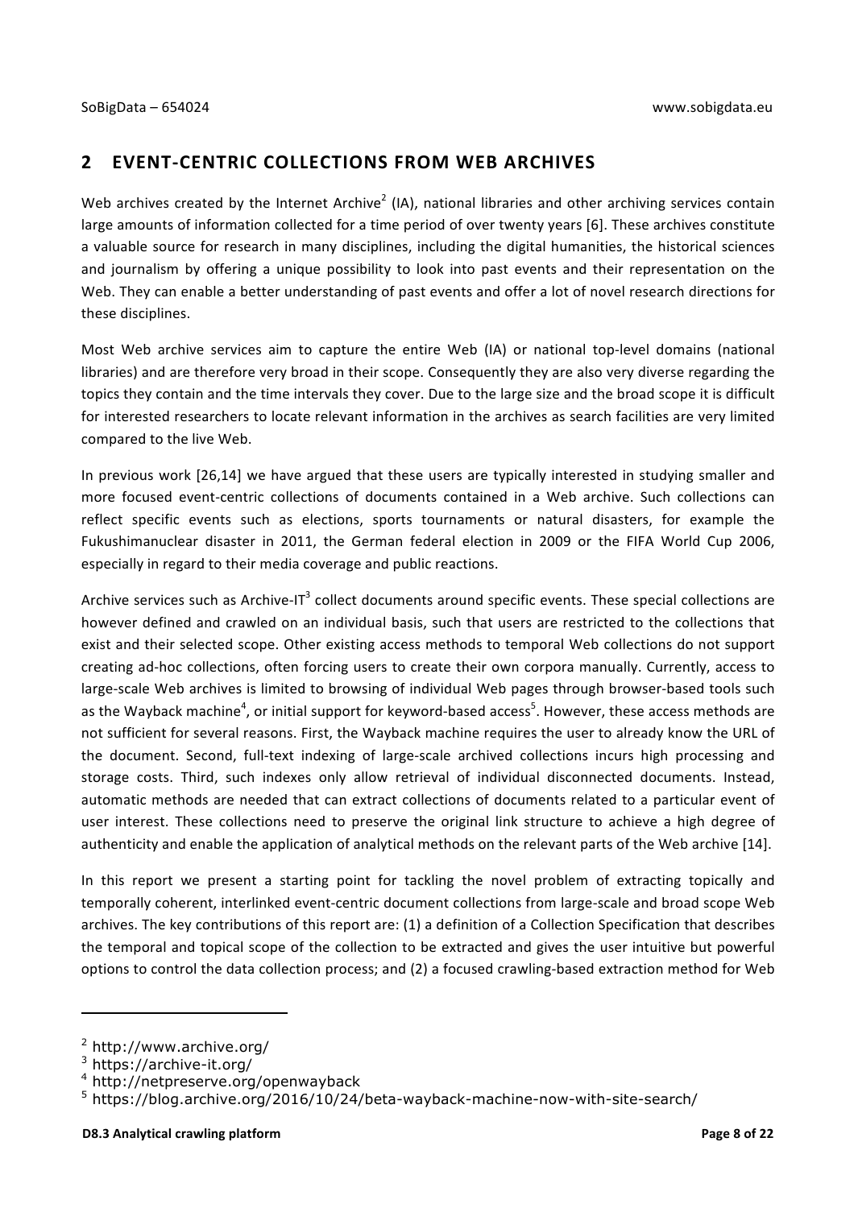## 2 EVENT-CENTRIC COLLECTIONS FROM WEB ARCHIVES

Web archives created by the Internet Archive[2] (IA), national libraries and other archiving services contain large amounts of information collected for a time period of over twenty years [6]. These archives constitute a valuable source for research in many disciplines, including the digital humanities, the historical sciences and journalism by offering a unique possibility to look into past events and their representation on the Web. They can enable a better understanding of past events and offer a lot of novel research directions for these disciplines.

Most Web archive services aim to capture the entire Web (IA) or national top-level domains (national libraries) and are therefore very broad in their scope. Consequently they are also very diverse regarding the topics they contain and the time intervals they cover. Due to the large size and the broad scope it is difficult for interested researchers to locate relevant information in the archives as search facilities are very limited compared to the live Web.

In previous work [26,14] we have argued that these users are typically interested in studying smaller and more focused event-centric collections of documents contained in a Web archive. Such collections can reflect specific events such as elections, sports tournaments or natural disasters, for example the Fukushimanuclear disaster in 2011, the German federal election in 2009 or the FIFA World Cup 2006, especially in regard to their media coverage and public reactions.

Archive services such as Archive-IT[3] collect documents around specific events. These special collections are however defined and crawled on an individual basis, such that users are restricted to the collections that exist and their selected scope. Other existing access methods to temporal Web collections do not support creating ad-hoc collections, often forcing users to create their own corpora manually. Currently, access to large-scale Web archives is limited to browsing of individual Web pages through browser-based tools such as the Wayback machine[4], or initial support for keyword-based access[5]. However, these access methods are not sufficient for several reasons. First, the Wayback machine requires the user to already know the URL of the document. Second, full-text indexing of large-scale archived collections incurs high processing and storage costs. Third, such indexes only allow retrieval of individual disconnected documents. Instead, automatic methods are needed that can extract collections of documents related to a particular event of user interest. These collections need to preserve the original link structure to achieve a high degree of authenticity and enable the application of analytical methods on the relevant parts of the Web archive [14].

In this report we present a starting point for tackling the novel problem of extracting topically and temporally coherent, interlinked event-centric document collections from large-scale and broad scope Web archives. The key contributions of this report are: (1) a definition of a Collection Specification that describes the temporal and topical scope of the collection to be extracted and gives the user intuitive but powerful options to control the data collection process; and (2) a focused crawling-based extraction method for Web

[2] http://www.archive.org/

[3] https://archive-it.org/

[4] http://netpreserve.org/openwayback

[5] https://blog.archive.org/2016/10/24/beta-wayback-machine-now-with-site-search/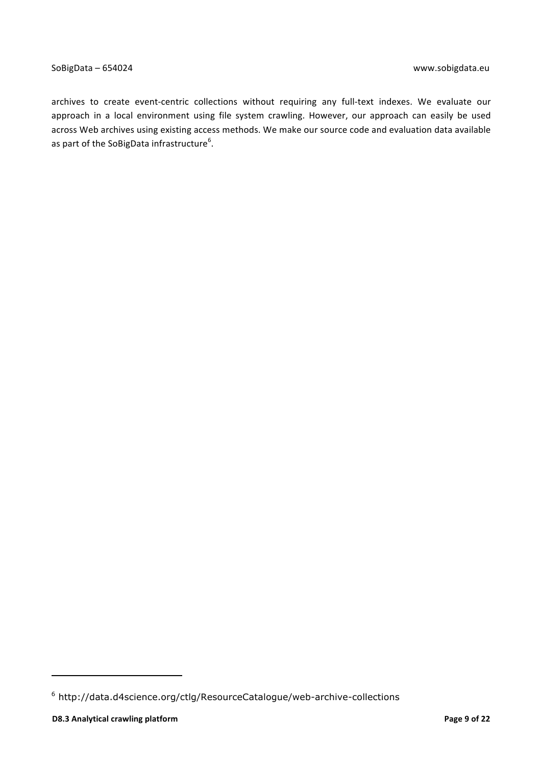archives to create event-centric collections without requiring any full-text indexes. We evaluate our approach in a local environment using file system crawling. However, our approach can easily be used across Web archives using existing access methods. We make our source code and evaluation data available as part of the SoBigData infrastructure[6].

[6] http://data.d4science.org/ctlg/ResourceCatalogue/web-archive-collections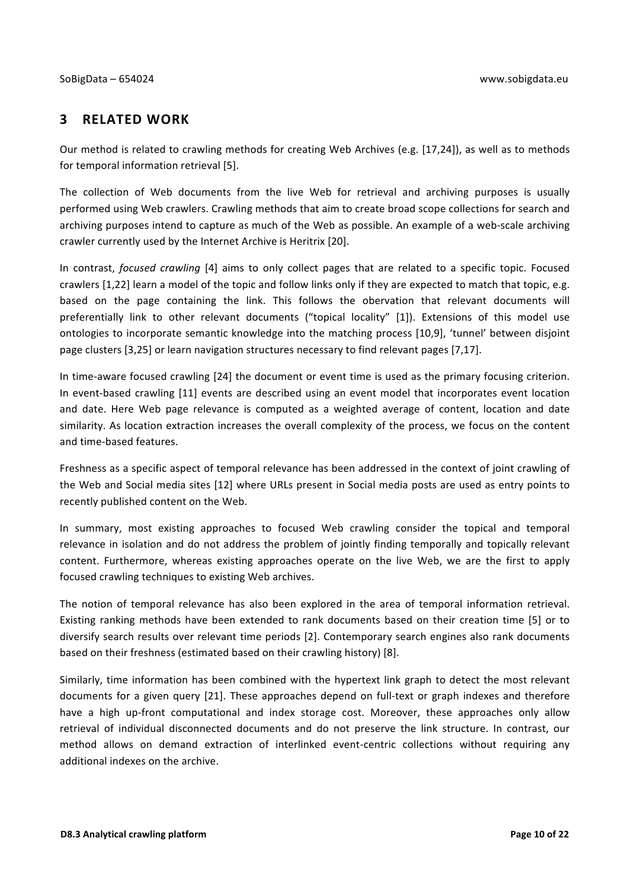# 3 RELATED WORK

Our method is related to crawling methods for creating Web Archives (e.g. [17,24]), as well as to methods for temporal information retrieval [5].

The collection of Web documents from the live Web for retrieval and archiving purposes is usually performed using Web crawlers. Crawling methods that aim to create broad scope collections for search and archiving purposes intend to capture as much of the Web as possible. An example of a web-scale archiving crawler currently used by the Internet Archive is Heritrix [20].

In contrast, *focused crawling* [4] aims to only collect pages that are related to a specific topic. Focused crawlers [1,22] learn a model of the topic and follow links only if they are expected to match that topic, e.g. based on the page containing the link. This follows the obervation that relevant documents will preferentially link to other relevant documents ("topical locality" [1]). Extensions of this model use ontologies to incorporate semantic knowledge into the matching process [10,9], 'tunnel' between disjoint page clusters [3,25] or learn navigation structures necessary to find relevant pages [7,17].

In time-aware focused crawling [24] the document or event time is used as the primary focusing criterion. In event-based crawling [11] events are described using an event model that incorporates event location and date. Here Web page relevance is computed as a weighted average of content, location and date similarity. As location extraction increases the overall complexity of the process, we focus on the content and time-based features.

Freshness as a specific aspect of temporal relevance has been addressed in the context of joint crawling of the Web and Social media sites [12] where URLs present in Social media posts are used as entry points to recently published content on the Web.

In summary, most existing approaches to focused Web crawling consider the topical and temporal relevance in isolation and do not address the problem of jointly finding temporally and topically relevant content. Furthermore, whereas existing approaches operate on the live Web, we are the first to apply focused crawling techniques to existing Web archives.

The notion of temporal relevance has also been explored in the area of temporal information retrieval. Existing ranking methods have been extended to rank documents based on their creation time [5] or to diversify search results over relevant time periods [2]. Contemporary search engines also rank documents based on their freshness (estimated based on their crawling history) [8].

Similarly, time information has been combined with the hypertext link graph to detect the most relevant documents for a given query [21]. These approaches depend on full-text or graph indexes and therefore have a high up-front computational and index storage cost. Moreover, these approaches only allow retrieval of individual disconnected documents and do not preserve the link structure. In contrast, our method allows on demand extraction of interlinked event-centric collections without requiring any additional indexes on the archive.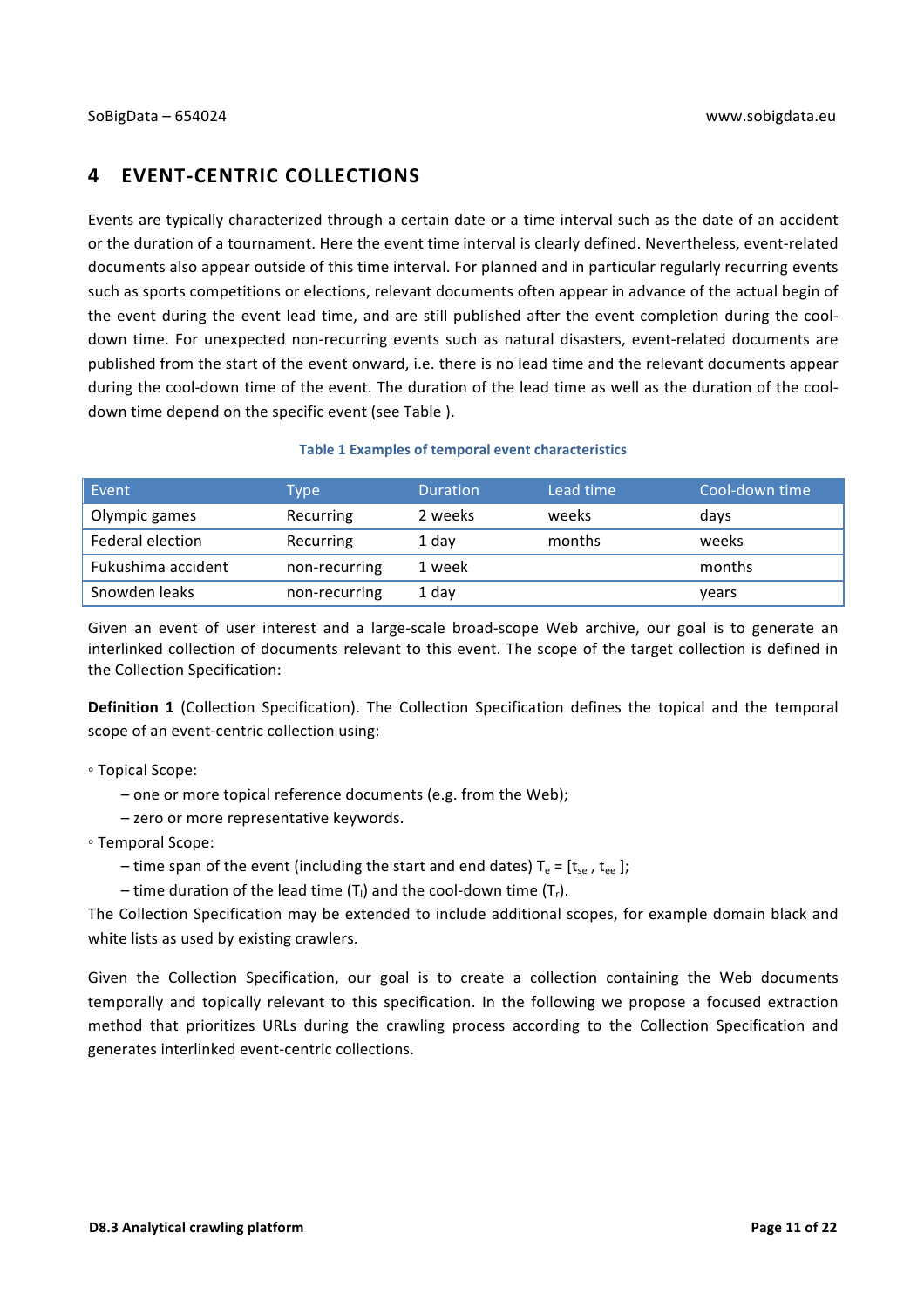# 4 EVENT-CENTRIC COLLECTIONS

Events are typically characterized through a certain date or a time interval such as the date of an accident or the duration of a tournament. Here the event time interval is clearly defined. Nevertheless, event-related documents also appear outside of this time interval. For planned and in particular regularly recurring events such as sports competitions or elections, relevant documents often appear in advance of the actual begin of the event during the event lead time, and are still published after the event completion during the cool-down time. For unexpected non-recurring events such as natural disasters, event-related documents are published from the start of the event onward, i.e. there is no lead time and the relevant documents appear during the cool-down time of the event. The duration of the lead time as well as the duration of the cool-down time depend on the specific event (see Table ).

**Table 1 Examples of temporal event characteristics**

| Event | Type | Duration | Lead time | Cool-down time |
|---|---|---|---|---|
| Olympic games | Recurring | 2 weeks | weeks | days |
| Federal election | Recurring | 1 day | months | weeks |
| Fukushima accident | non-recurring | 1 week | | months |
| Snowden leaks | non-recurring | 1 day | | years |

Given an event of user interest and a large-scale broad-scope Web archive, our goal is to generate an interlinked collection of documents relevant to this event. The scope of the target collection is defined in the Collection Specification:

**Definition 1** (Collection Specification). The Collection Specification defines the topical and the temporal scope of an event-centric collection using:

◦ Topical Scope:

– one or more topical reference documents (e.g. from the Web);

– zero or more representative keywords.

◦ Temporal Scope:

– time span of the event (including the start and end dates) $T_e = [t_{se}, t_{ee}]$;

– time duration of the lead time ($T_l$) and the cool-down time ($T_r$).

The Collection Specification may be extended to include additional scopes, for example domain black and white lists as used by existing crawlers.

Given the Collection Specification, our goal is to create a collection containing the Web documents temporally and topically relevant to this specification. In the following we propose a focused extraction method that prioritizes URLs during the crawling process according to the Collection Specification and generates interlinked event-centric collections.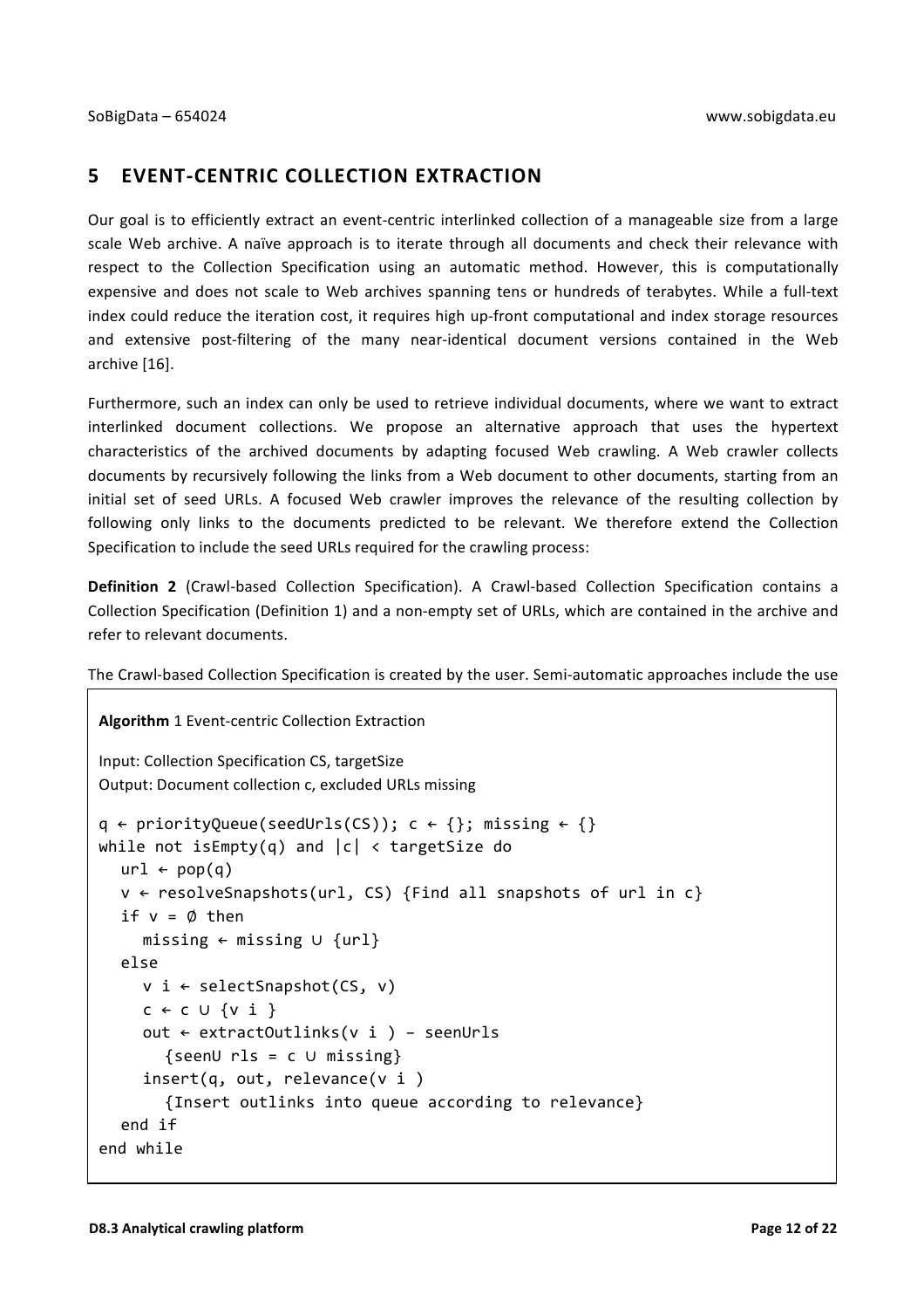# 5 EVENT-CENTRIC COLLECTION EXTRACTION

Our goal is to efficiently extract an event-centric interlinked collection of a manageable size from a large scale Web archive. A naïve approach is to iterate through all documents and check their relevance with respect to the Collection Specification using an automatic method. However, this is computationally expensive and does not scale to Web archives spanning tens or hundreds of terabytes. While a full-text index could reduce the iteration cost, it requires high up-front computational and index storage resources and extensive post-filtering of the many near-identical document versions contained in the Web archive [16].

Furthermore, such an index can only be used to retrieve individual documents, where we want to extract interlinked document collections. We propose an alternative approach that uses the hypertext characteristics of the archived documents by adapting focused Web crawling. A Web crawler collects documents by recursively following the links from a Web document to other documents, starting from an initial set of seed URLs. A focused Web crawler improves the relevance of the resulting collection by following only links to the documents predicted to be relevant. We therefore extend the Collection Specification to include the seed URLs required for the crawling process:

**Definition 2** (Crawl-based Collection Specification). A Crawl-based Collection Specification contains a Collection Specification (Definition 1) and a non-empty set of URLs, which are contained in the archive and refer to relevant documents.

The Crawl-based Collection Specification is created by the user. Semi-automatic approaches include the use

**Algorithm** 1 Event-centric Collection Extraction

Input: Collection Specification CS, targetSize
Output: Document collection c, excluded URLs missing

```
q ← priorityQueue(seedUrls(CS)); c ← {}; missing ← {}
while not isEmpty(q) and |c| < targetSize do
   url ← pop(q)
   v ← resolveSnapshots(url, CS) {Find all snapshots of url in c}
   if v = ∅ then
     missing ← missing ∪ {url}
   else
     v i ← selectSnapshot(CS, v)
     c ← c ∪ {v i }
     out ← extractOutlinks(v i ) – seenUrls
       {seenU rls = c ∪ missing}
     insert(q, out, relevance(v i )
       {Insert outlinks into queue according to relevance}
   end if
end while
```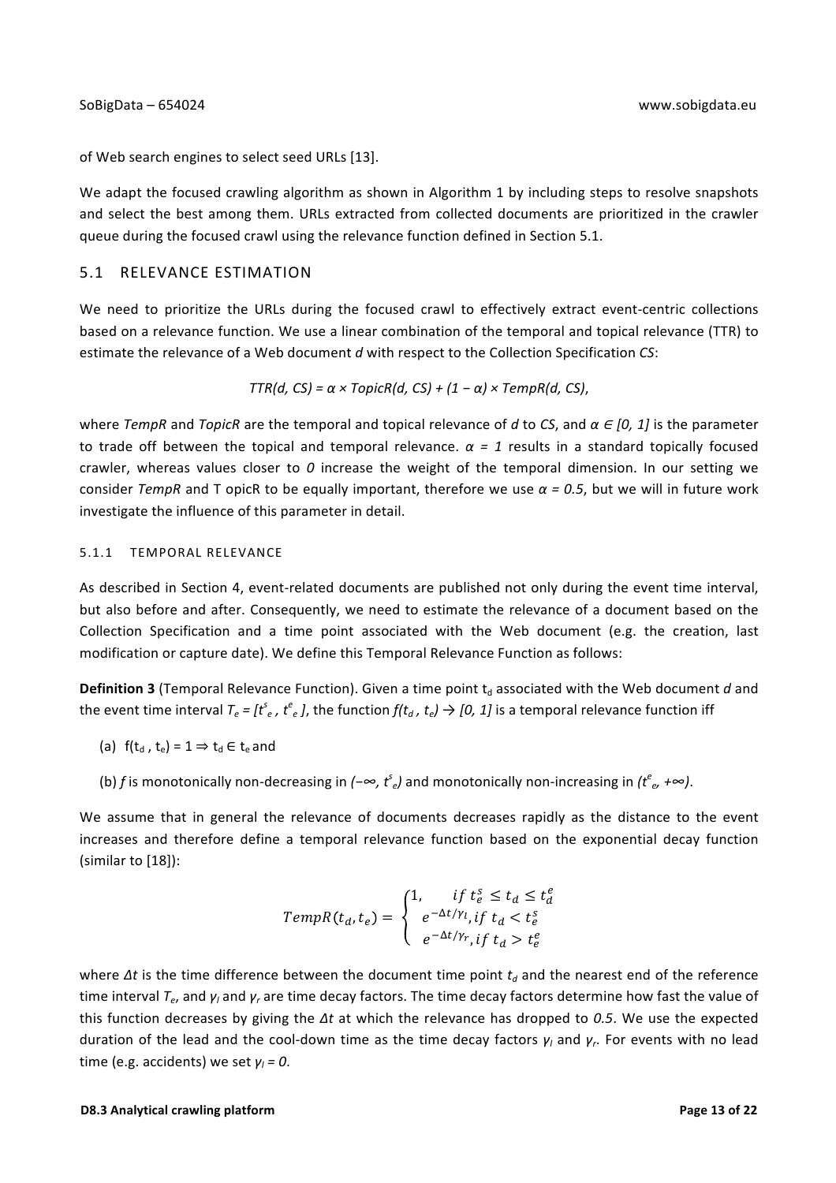of Web search engines to select seed URLs [13].

We adapt the focused crawling algorithm as shown in Algorithm 1 by including steps to resolve snapshots and select the best among them. URLs extracted from collected documents are prioritized in the crawler queue during the focused crawl using the relevance function defined in Section 5.1.

## 5.1 RELEVANCE ESTIMATION

We need to prioritize the URLs during the focused crawl to effectively extract event-centric collections based on a relevance function. We use a linear combination of the temporal and topical relevance (TTR) to estimate the relevance of a Web document *d* with respect to the Collection Specification *CS*:

$$TTR(d, CS) = \alpha \times TopicR(d, CS) + (1 - \alpha) \times TempR(d, CS),$$

where *TempR* and *TopicR* are the temporal and topical relevance of *d* to *CS*, and $\alpha \in [0, 1]$ is the parameter to trade off between the topical and temporal relevance. $\alpha = 1$ results in a standard topically focused crawler, whereas values closer to *0* increase the weight of the temporal dimension. In our setting we consider *TempR* and T opicR to be equally important, therefore we use $\alpha = 0.5$, but we will in future work investigate the influence of this parameter in detail.

### 5.1.1 TEMPORAL RELEVANCE

As described in Section 4, event-related documents are published not only during the event time interval, but also before and after. Consequently, we need to estimate the relevance of a document based on the Collection Specification and a time point associated with the Web document (e.g. the creation, last modification or capture date). We define this Temporal Relevance Function as follows:

**Definition 3** (Temporal Relevance Function). Given a time point $t_d$ associated with the Web document *d* and the event time interval $T_e = [t^s_e, t^e_e]$, the function $f(t_d, t_e) \rightarrow [0, 1]$ is a temporal relevance function iff

(a) $f(t_d, t_e) = 1 \Rightarrow t_d \in t_e$ and

(b) *f* is monotonically non-decreasing in $(-\infty, t^s_e)$ and monotonically non-increasing in $(t^e_e, +\infty)$.

We assume that in general the relevance of documents decreases rapidly as the distance to the event increases and therefore define a temporal relevance function based on the exponential decay function (similar to [18]):

$$TempR(t_d, t_e) = \begin{cases} 1, & if\ t^s_e \leq t_d \leq t^e_d \\ e^{-\Delta t/\gamma_l}, & if\ t_d < t^s_e \\ e^{-\Delta t/\gamma_r}, & if\ t_d > t^e_e \end{cases}$$

where $\Delta t$ is the time difference between the document time point $t_d$ and the nearest end of the reference time interval $T_e$, and $\gamma_l$ and $\gamma_r$ are time decay factors. The time decay factors determine how fast the value of this function decreases by giving the $\Delta t$ at which the relevance has dropped to *0.5*. We use the expected duration of the lead and the cool-down time as the time decay factors $\gamma_l$ and $\gamma_r$. For events with no lead time (e.g. accidents) we set $\gamma_l = 0$.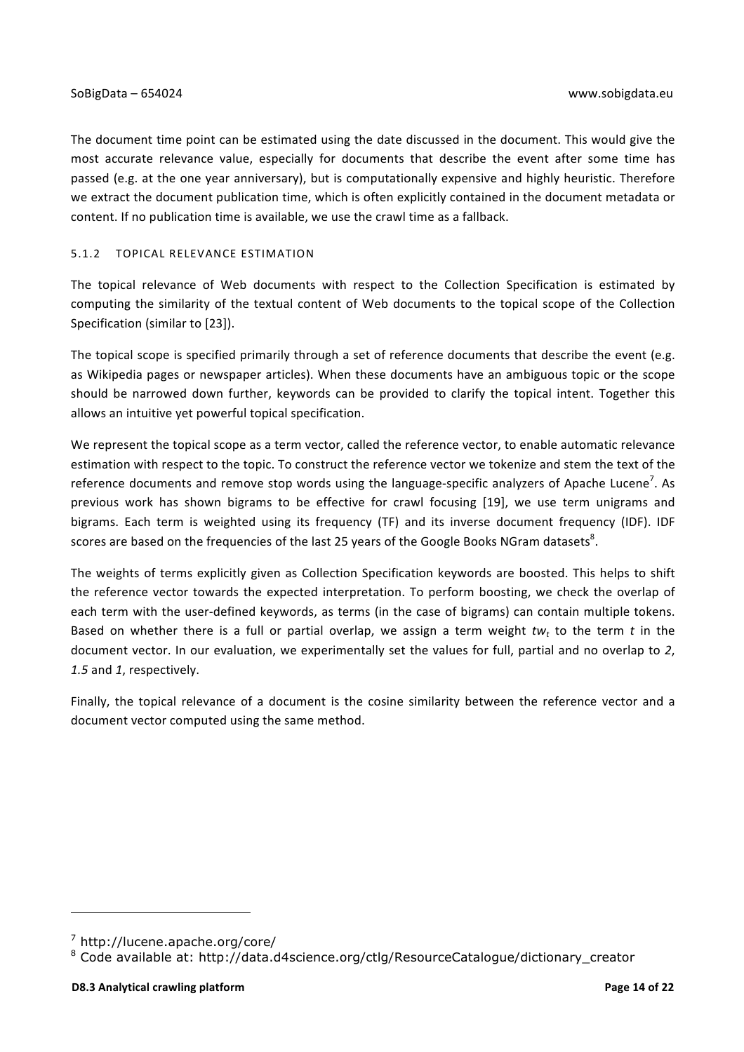The document time point can be estimated using the date discussed in the document. This would give the most accurate relevance value, especially for documents that describe the event after some time has passed (e.g. at the one year anniversary), but is computationally expensive and highly heuristic. Therefore we extract the document publication time, which is often explicitly contained in the document metadata or content. If no publication time is available, we use the crawl time as a fallback.

#### 5.1.2 TOPICAL RELEVANCE ESTIMATION

The topical relevance of Web documents with respect to the Collection Specification is estimated by computing the similarity of the textual content of Web documents to the topical scope of the Collection Specification (similar to [23]).

The topical scope is specified primarily through a set of reference documents that describe the event (e.g. as Wikipedia pages or newspaper articles). When these documents have an ambiguous topic or the scope should be narrowed down further, keywords can be provided to clarify the topical intent. Together this allows an intuitive yet powerful topical specification.

We represent the topical scope as a term vector, called the reference vector, to enable automatic relevance estimation with respect to the topic. To construct the reference vector we tokenize and stem the text of the reference documents and remove stop words using the language-specific analyzers of Apache Lucene[7]. As previous work has shown bigrams to be effective for crawl focusing [19], we use term unigrams and bigrams. Each term is weighted using its frequency (TF) and its inverse document frequency (IDF). IDF scores are based on the frequencies of the last 25 years of the Google Books NGram datasets[8].

The weights of terms explicitly given as Collection Specification keywords are boosted. This helps to shift the reference vector towards the expected interpretation. To perform boosting, we check the overlap of each term with the user-defined keywords, as terms (in the case of bigrams) can contain multiple tokens. Based on whether there is a full or partial overlap, we assign a term weight $tw_t$ to the term $t$ in the document vector. In our evaluation, we experimentally set the values for full, partial and no overlap to *2*, *1.5* and *1*, respectively.

Finally, the topical relevance of a document is the cosine similarity between the reference vector and a document vector computed using the same method.

---

[7] http://lucene.apache.org/core/

[8] Code available at: http://data.d4science.org/ctlg/ResourceCatalogue/dictionary_creator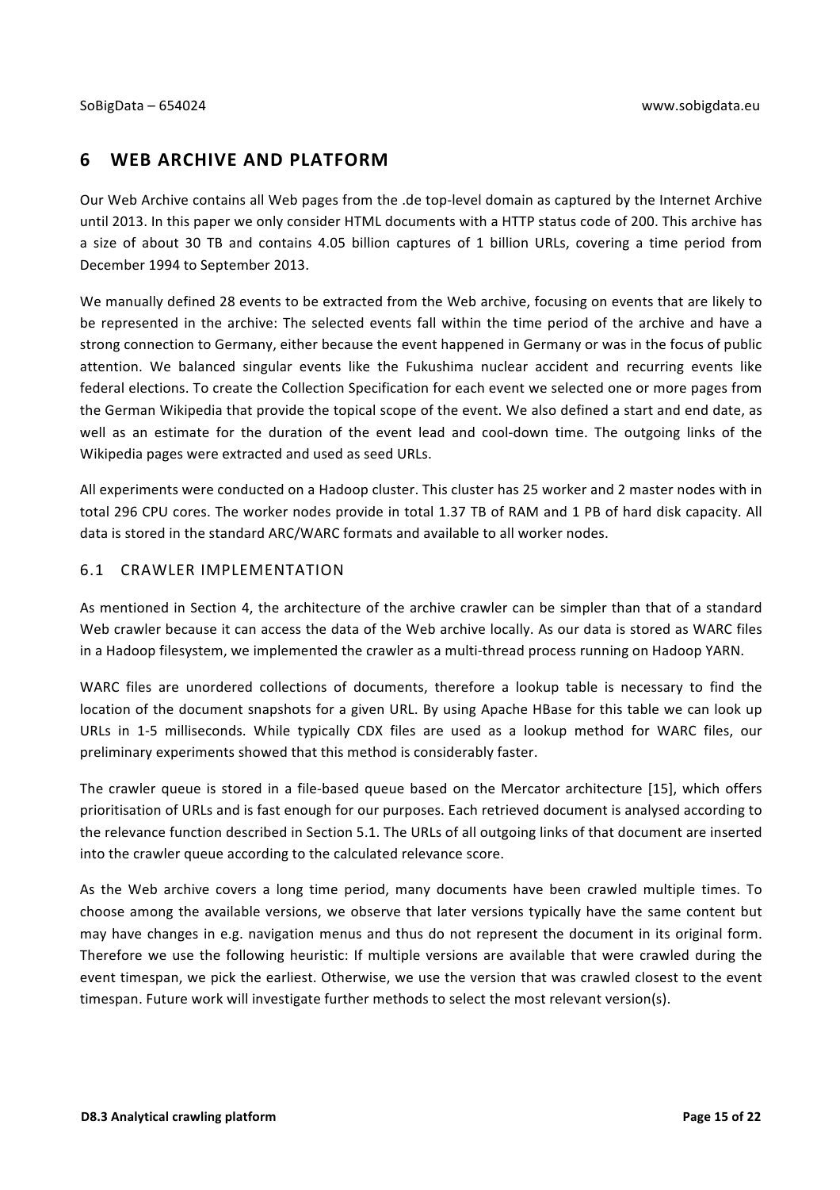# 6 WEB ARCHIVE AND PLATFORM

Our Web Archive contains all Web pages from the .de top-level domain as captured by the Internet Archive until 2013. In this paper we only consider HTML documents with a HTTP status code of 200. This archive has a size of about 30 TB and contains 4.05 billion captures of 1 billion URLs, covering a time period from December 1994 to September 2013.

We manually defined 28 events to be extracted from the Web archive, focusing on events that are likely to be represented in the archive: The selected events fall within the time period of the archive and have a strong connection to Germany, either because the event happened in Germany or was in the focus of public attention. We balanced singular events like the Fukushima nuclear accident and recurring events like federal elections. To create the Collection Specification for each event we selected one or more pages from the German Wikipedia that provide the topical scope of the event. We also defined a start and end date, as well as an estimate for the duration of the event lead and cool-down time. The outgoing links of the Wikipedia pages were extracted and used as seed URLs.

All experiments were conducted on a Hadoop cluster. This cluster has 25 worker and 2 master nodes with in total 296 CPU cores. The worker nodes provide in total 1.37 TB of RAM and 1 PB of hard disk capacity. All data is stored in the standard ARC/WARC formats and available to all worker nodes.

## 6.1 CRAWLER IMPLEMENTATION

As mentioned in Section 4, the architecture of the archive crawler can be simpler than that of a standard Web crawler because it can access the data of the Web archive locally. As our data is stored as WARC files in a Hadoop filesystem, we implemented the crawler as a multi-thread process running on Hadoop YARN.

WARC files are unordered collections of documents, therefore a lookup table is necessary to find the location of the document snapshots for a given URL. By using Apache HBase for this table we can look up URLs in 1-5 milliseconds. While typically CDX files are used as a lookup method for WARC files, our preliminary experiments showed that this method is considerably faster.

The crawler queue is stored in a file-based queue based on the Mercator architecture [15], which offers prioritisation of URLs and is fast enough for our purposes. Each retrieved document is analysed according to the relevance function described in Section 5.1. The URLs of all outgoing links of that document are inserted into the crawler queue according to the calculated relevance score.

As the Web archive covers a long time period, many documents have been crawled multiple times. To choose among the available versions, we observe that later versions typically have the same content but may have changes in e.g. navigation menus and thus do not represent the document in its original form. Therefore we use the following heuristic: If multiple versions are available that were crawled during the event timespan, we pick the earliest. Otherwise, we use the version that was crawled closest to the event timespan. Future work will investigate further methods to select the most relevant version(s).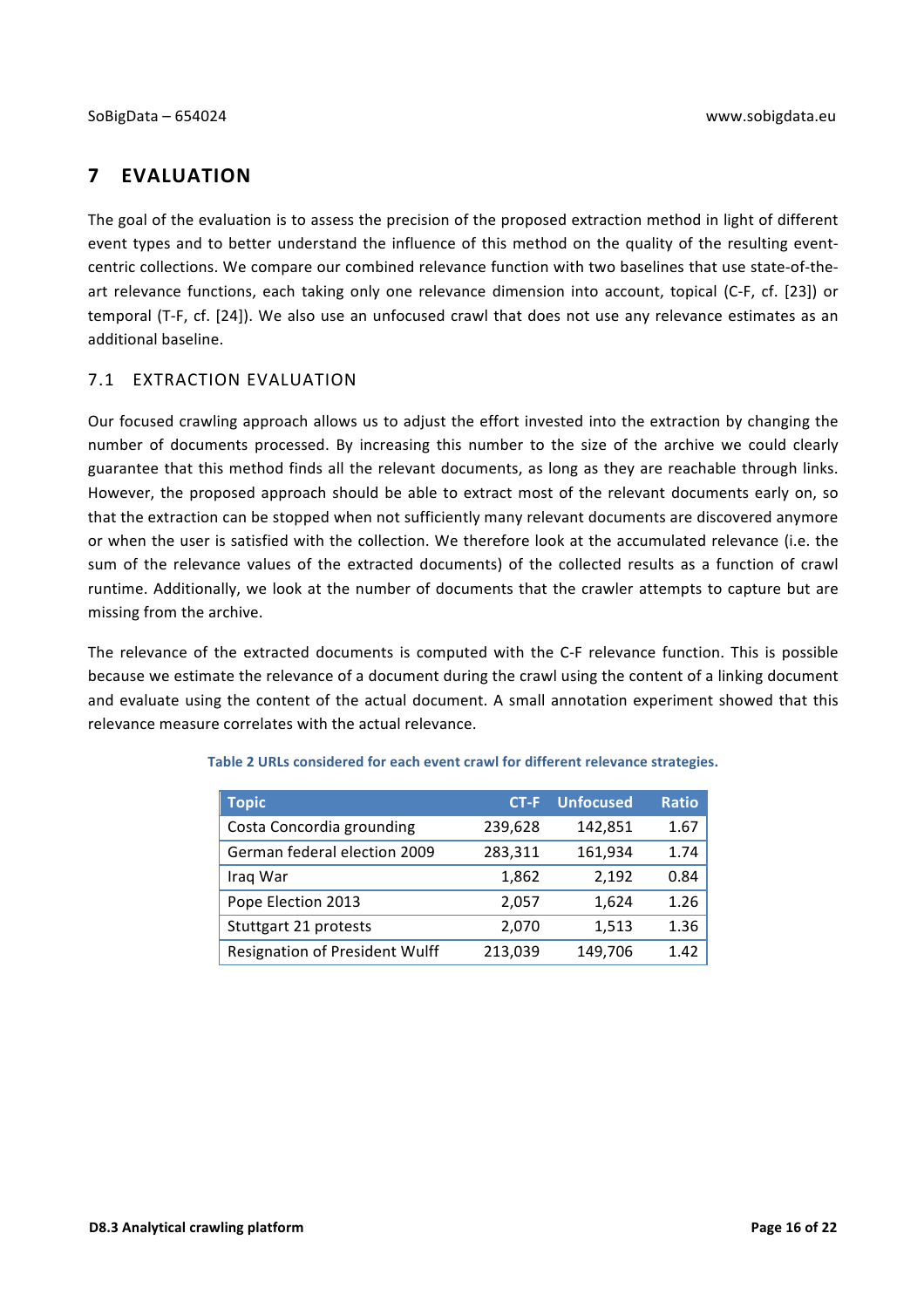# 7 EVALUATION

The goal of the evaluation is to assess the precision of the proposed extraction method in light of different event types and to better understand the influence of this method on the quality of the resulting event-centric collections. We compare our combined relevance function with two baselines that use state-of-the-art relevance functions, each taking only one relevance dimension into account, topical (C-F, cf. [23]) or temporal (T-F, cf. [24]). We also use an unfocused crawl that does not use any relevance estimates as an additional baseline.

## 7.1 EXTRACTION EVALUATION

Our focused crawling approach allows us to adjust the effort invested into the extraction by changing the number of documents processed. By increasing this number to the size of the archive we could clearly guarantee that this method finds all the relevant documents, as long as they are reachable through links. However, the proposed approach should be able to extract most of the relevant documents early on, so that the extraction can be stopped when not sufficiently many relevant documents are discovered anymore or when the user is satisfied with the collection. We therefore look at the accumulated relevance (i.e. the sum of the relevance values of the extracted documents) of the collected results as a function of crawl runtime. Additionally, we look at the number of documents that the crawler attempts to capture but are missing from the archive.

The relevance of the extracted documents is computed with the C-F relevance function. This is possible because we estimate the relevance of a document during the crawl using the content of a linking document and evaluate using the content of the actual document. A small annotation experiment showed that this relevance measure correlates with the actual relevance.

**Table 2 URLs considered for each event crawl for different relevance strategies.**

| Topic | CT-F | Unfocused | Ratio |
|---|---:|---:|---:|
| Costa Concordia grounding | 239,628 | 142,851 | 1.67 |
| German federal election 2009 | 283,311 | 161,934 | 1.74 |
| Iraq War | 1,862 | 2,192 | 0.84 |
| Pope Election 2013 | 2,057 | 1,624 | 1.26 |
| Stuttgart 21 protests | 2,070 | 1,513 | 1.36 |
| Resignation of President Wulff | 213,039 | 149,706 | 1.42 |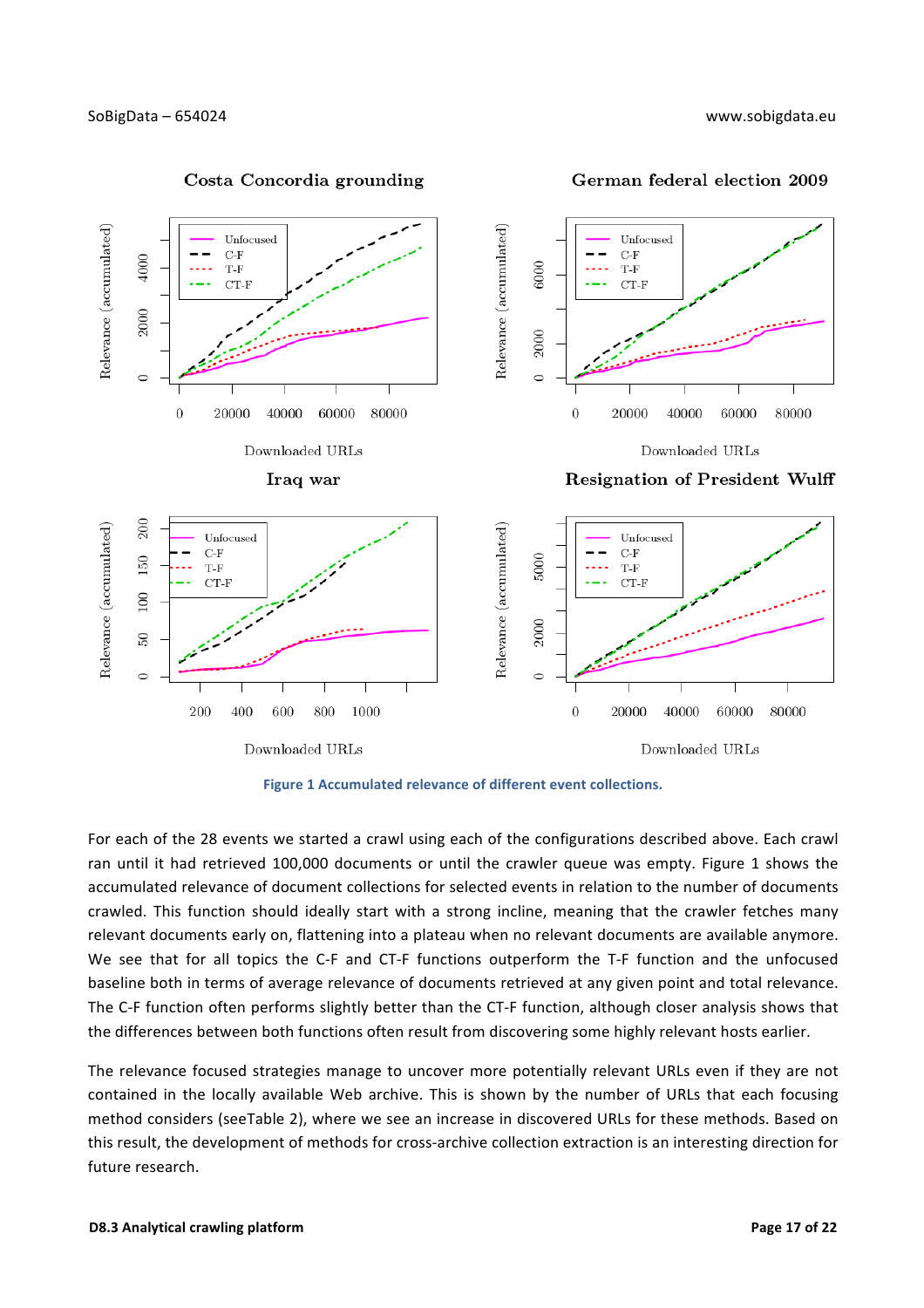Figure 1 Accumulated relevance of different event collections.

For each of the 28 events we started a crawl using each of the configurations described above. Each crawl ran until it had retrieved 100,000 documents or until the crawler queue was empty. Figure 1 shows the accumulated relevance of document collections for selected events in relation to the number of documents crawled. This function should ideally start with a strong incline, meaning that the crawler fetches many relevant documents early on, flattening into a plateau when no relevant documents are available anymore. We see that for all topics the C-F and CT-F functions outperform the T-F function and the unfocused baseline both in terms of average relevance of documents retrieved at any given point and total relevance. The C-F function often performs slightly better than the CT-F function, although closer analysis shows that the differences between both functions often result from discovering some highly relevant hosts earlier.

The relevance focused strategies manage to uncover more potentially relevant URLs even if they are not contained in the locally available Web archive. This is shown by the number of URLs that each focusing method considers (seeTable 2), where we see an increase in discovered URLs for these methods. Based on this result, the development of methods for cross-archive collection extraction is an interesting direction for future research.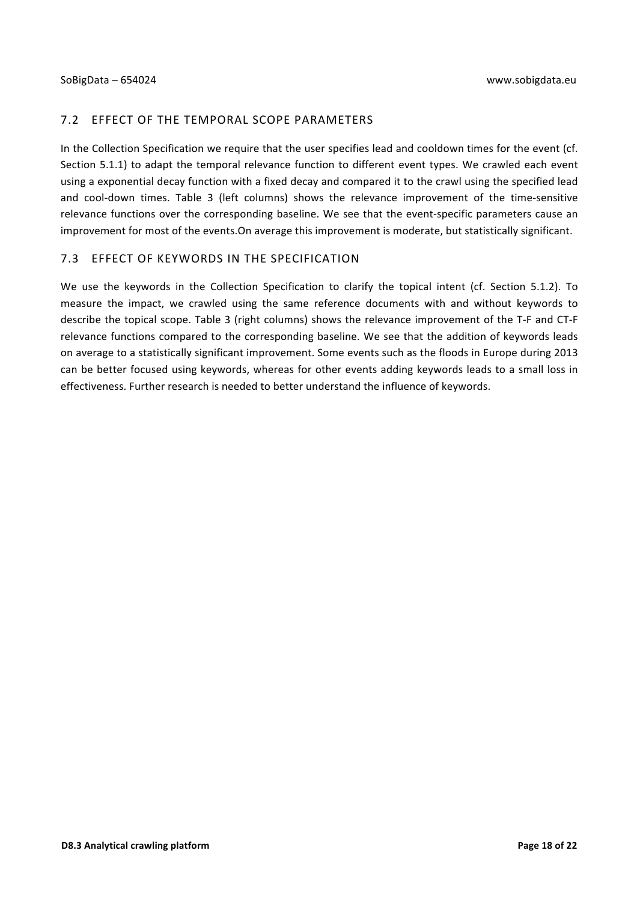## 7.2 EFFECT OF THE TEMPORAL SCOPE PARAMETERS

In the Collection Specification we require that the user specifies lead and cooldown times for the event (cf. Section 5.1.1) to adapt the temporal relevance function to different event types. We crawled each event using a exponential decay function with a fixed decay and compared it to the crawl using the specified lead and cool-down times. Table 3 (left columns) shows the relevance improvement of the time-sensitive relevance functions over the corresponding baseline. We see that the event-specific parameters cause an improvement for most of the events.On average this improvement is moderate, but statistically significant.

## 7.3 EFFECT OF KEYWORDS IN THE SPECIFICATION

We use the keywords in the Collection Specification to clarify the topical intent (cf. Section 5.1.2). To measure the impact, we crawled using the same reference documents with and without keywords to describe the topical scope. Table 3 (right columns) shows the relevance improvement of the T-F and CT-F relevance functions compared to the corresponding baseline. We see that the addition of keywords leads on average to a statistically significant improvement. Some events such as the floods in Europe during 2013 can be better focused using keywords, whereas for other events adding keywords leads to a small loss in effectiveness. Further research is needed to better understand the influence of keywords.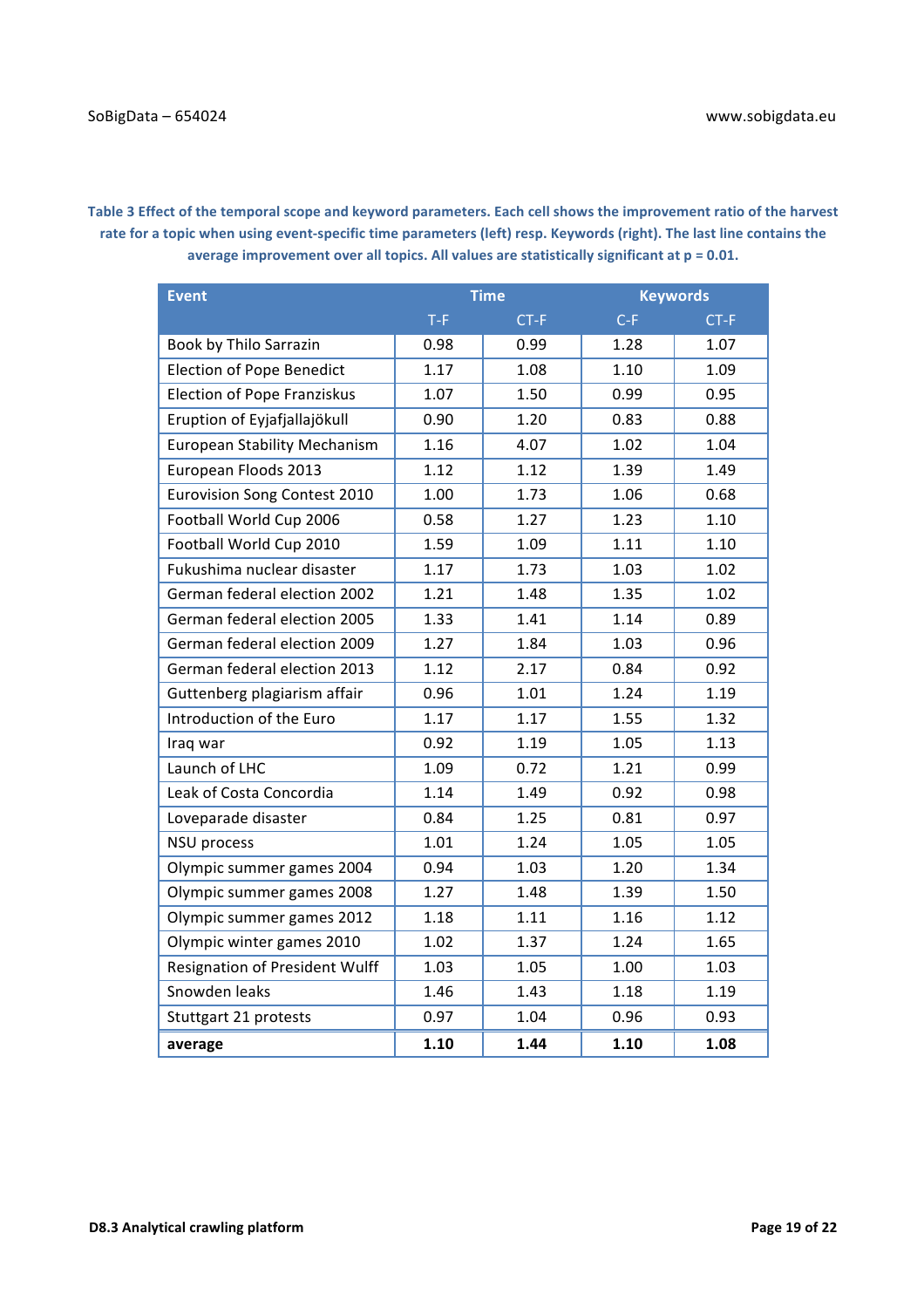**Table 3 Effect of the temporal scope and keyword parameters. Each cell shows the improvement ratio of the harvest rate for a topic when using event-specific time parameters (left) resp. Keywords (right). The last line contains the average improvement over all topics. All values are statistically significant at p = 0.01.**

| Event | Time | | Keywords | |
|---|---|---|---|---|
| | T-F | CT-F | C-F | CT-F |
| Book by Thilo Sarrazin | 0.98 | 0.99 | 1.28 | 1.07 |
| Election of Pope Benedict | 1.17 | 1.08 | 1.10 | 1.09 |
| Election of Pope Franziskus | 1.07 | 1.50 | 0.99 | 0.95 |
| Eruption of Eyjafjallajökull | 0.90 | 1.20 | 0.83 | 0.88 |
| European Stability Mechanism | 1.16 | 4.07 | 1.02 | 1.04 |
| European Floods 2013 | 1.12 | 1.12 | 1.39 | 1.49 |
| Eurovision Song Contest 2010 | 1.00 | 1.73 | 1.06 | 0.68 |
| Football World Cup 2006 | 0.58 | 1.27 | 1.23 | 1.10 |
| Football World Cup 2010 | 1.59 | 1.09 | 1.11 | 1.10 |
| Fukushima nuclear disaster | 1.17 | 1.73 | 1.03 | 1.02 |
| German federal election 2002 | 1.21 | 1.48 | 1.35 | 1.02 |
| German federal election 2005 | 1.33 | 1.41 | 1.14 | 0.89 |
| German federal election 2009 | 1.27 | 1.84 | 1.03 | 0.96 |
| German federal election 2013 | 1.12 | 2.17 | 0.84 | 0.92 |
| Guttenberg plagiarism affair | 0.96 | 1.01 | 1.24 | 1.19 |
| Introduction of the Euro | 1.17 | 1.17 | 1.55 | 1.32 |
| Iraq war | 0.92 | 1.19 | 1.05 | 1.13 |
| Launch of LHC | 1.09 | 0.72 | 1.21 | 0.99 |
| Leak of Costa Concordia | 1.14 | 1.49 | 0.92 | 0.98 |
| Loveparade disaster | 0.84 | 1.25 | 0.81 | 0.97 |
| NSU process | 1.01 | 1.24 | 1.05 | 1.05 |
| Olympic summer games 2004 | 0.94 | 1.03 | 1.20 | 1.34 |
| Olympic summer games 2008 | 1.27 | 1.48 | 1.39 | 1.50 |
| Olympic summer games 2012 | 1.18 | 1.11 | 1.16 | 1.12 |
| Olympic winter games 2010 | 1.02 | 1.37 | 1.24 | 1.65 |
| Resignation of President Wulff | 1.03 | 1.05 | 1.00 | 1.03 |
| Snowden leaks | 1.46 | 1.43 | 1.18 | 1.19 |
| Stuttgart 21 protests | 0.97 | 1.04 | 0.96 | 0.93 |
| **average** | **1.10** | **1.44** | **1.10** | **1.08** |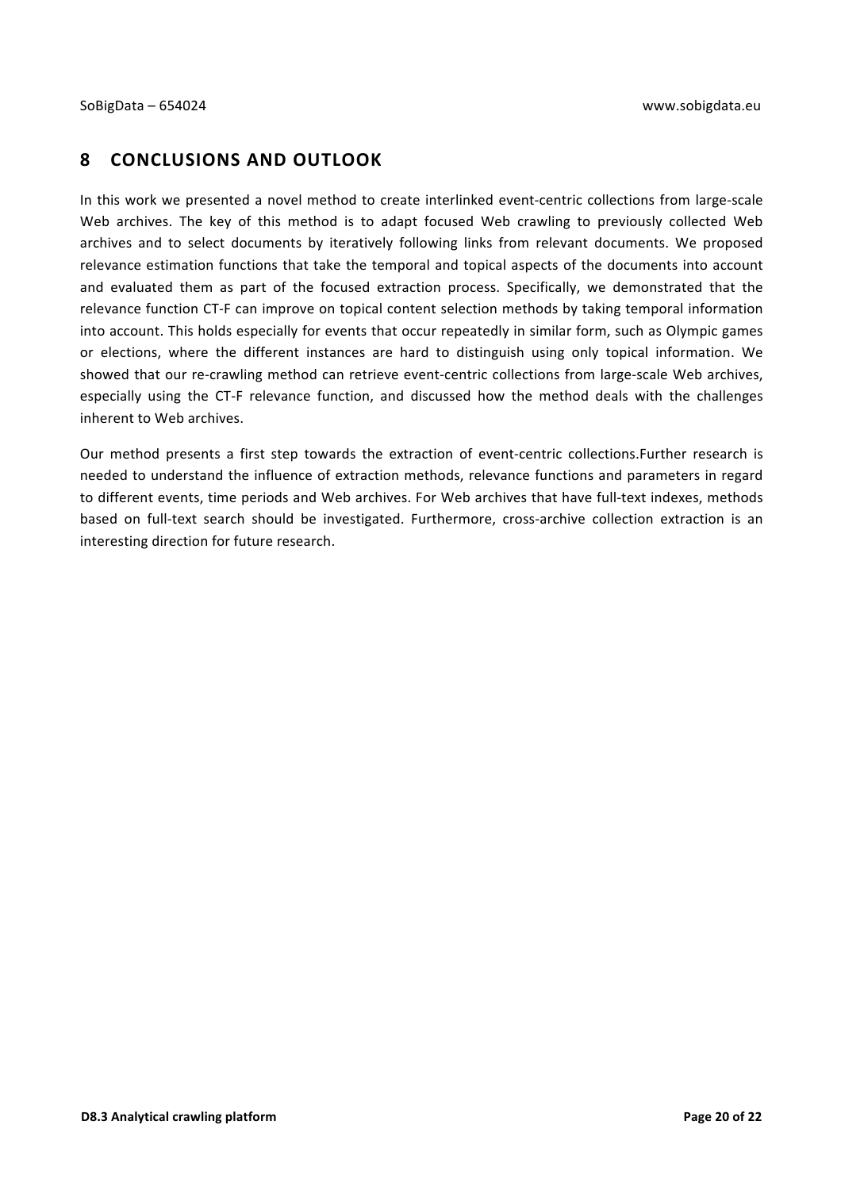# 8 CONCLUSIONS AND OUTLOOK

In this work we presented a novel method to create interlinked event-centric collections from large-scale Web archives. The key of this method is to adapt focused Web crawling to previously collected Web archives and to select documents by iteratively following links from relevant documents. We proposed relevance estimation functions that take the temporal and topical aspects of the documents into account and evaluated them as part of the focused extraction process. Specifically, we demonstrated that the relevance function CT-F can improve on topical content selection methods by taking temporal information into account. This holds especially for events that occur repeatedly in similar form, such as Olympic games or elections, where the different instances are hard to distinguish using only topical information. We showed that our re-crawling method can retrieve event-centric collections from large-scale Web archives, especially using the CT-F relevance function, and discussed how the method deals with the challenges inherent to Web archives.

Our method presents a first step towards the extraction of event-centric collections.Further research is needed to understand the influence of extraction methods, relevance functions and parameters in regard to different events, time periods and Web archives. For Web archives that have full-text indexes, methods based on full-text search should be investigated. Furthermore, cross-archive collection extraction is an interesting direction for future research.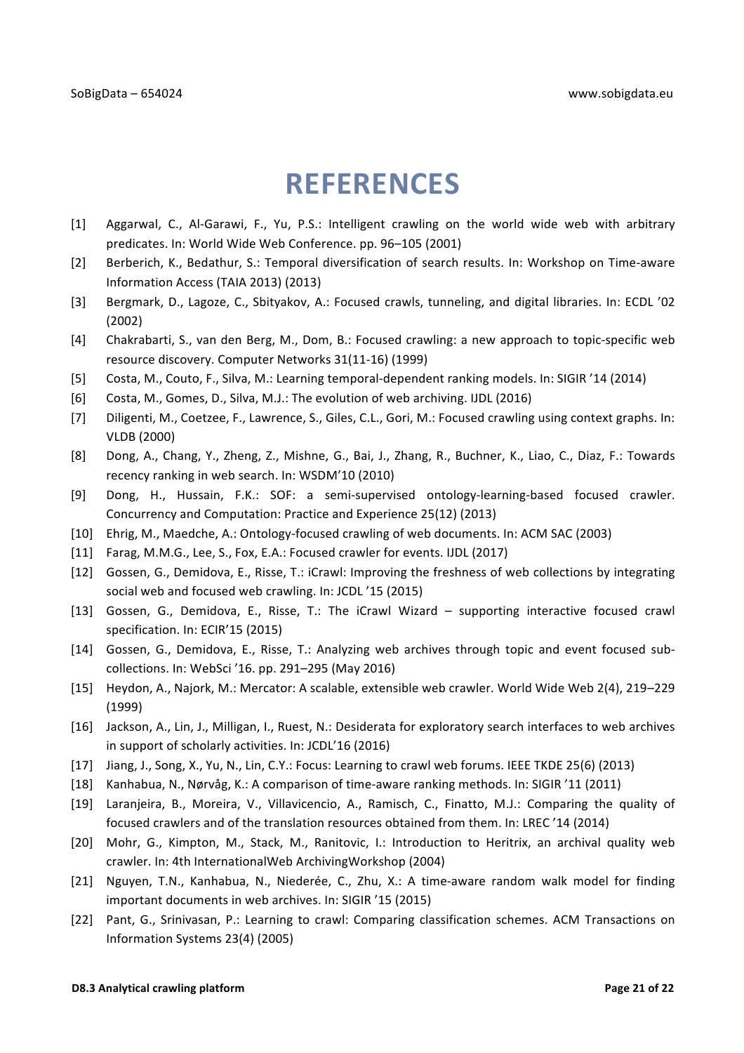# REFERENCES

[1] Aggarwal, C., Al-Garawi, F., Yu, P.S.: Intelligent crawling on the world wide web with arbitrary predicates. In: World Wide Web Conference. pp. 96–105 (2001)

[2] Berberich, K., Bedathur, S.: Temporal diversification of search results. In: Workshop on Time-aware Information Access (TAIA 2013) (2013)

[3] Bergmark, D., Lagoze, C., Sbityakov, A.: Focused crawls, tunneling, and digital libraries. In: ECDL '02 (2002)

[4] Chakrabarti, S., van den Berg, M., Dom, B.: Focused crawling: a new approach to topic-specific web resource discovery. Computer Networks 31(11-16) (1999)

[5] Costa, M., Couto, F., Silva, M.: Learning temporal-dependent ranking models. In: SIGIR '14 (2014)

[6] Costa, M., Gomes, D., Silva, M.J.: The evolution of web archiving. IJDL (2016)

[7] Diligenti, M., Coetzee, F., Lawrence, S., Giles, C.L., Gori, M.: Focused crawling using context graphs. In: VLDB (2000)

[8] Dong, A., Chang, Y., Zheng, Z., Mishne, G., Bai, J., Zhang, R., Buchner, K., Liao, C., Diaz, F.: Towards recency ranking in web search. In: WSDM'10 (2010)

[9] Dong, H., Hussain, F.K.: SOF: a semi-supervised ontology-learning-based focused crawler. Concurrency and Computation: Practice and Experience 25(12) (2013)

[10] Ehrig, M., Maedche, A.: Ontology-focused crawling of web documents. In: ACM SAC (2003)

[11] Farag, M.M.G., Lee, S., Fox, E.A.: Focused crawler for events. IJDL (2017)

[12] Gossen, G., Demidova, E., Risse, T.: iCrawl: Improving the freshness of web collections by integrating social web and focused web crawling. In: JCDL '15 (2015)

[13] Gossen, G., Demidova, E., Risse, T.: The iCrawl Wizard – supporting interactive focused crawl specification. In: ECIR'15 (2015)

[14] Gossen, G., Demidova, E., Risse, T.: Analyzing web archives through topic and event focused sub-collections. In: WebSci '16. pp. 291–295 (May 2016)

[15] Heydon, A., Najork, M.: Mercator: A scalable, extensible web crawler. World Wide Web 2(4), 219–229 (1999)

[16] Jackson, A., Lin, J., Milligan, I., Ruest, N.: Desiderata for exploratory search interfaces to web archives in support of scholarly activities. In: JCDL'16 (2016)

[17] Jiang, J., Song, X., Yu, N., Lin, C.Y.: Focus: Learning to crawl web forums. IEEE TKDE 25(6) (2013)

[18] Kanhabua, N., Nørvåg, K.: A comparison of time-aware ranking methods. In: SIGIR '11 (2011)

[19] Laranjeira, B., Moreira, V., Villavicencio, A., Ramisch, C., Finatto, M.J.: Comparing the quality of focused crawlers and of the translation resources obtained from them. In: LREC '14 (2014)

[20] Mohr, G., Kimpton, M., Stack, M., Ranitovic, I.: Introduction to Heritrix, an archival quality web crawler. In: 4th InternationalWeb ArchivingWorkshop (2004)

[21] Nguyen, T.N., Kanhabua, N., Niederée, C., Zhu, X.: A time-aware random walk model for finding important documents in web archives. In: SIGIR '15 (2015)

[22] Pant, G., Srinivasan, P.: Learning to crawl: Comparing classification schemes. ACM Transactions on Information Systems 23(4) (2005)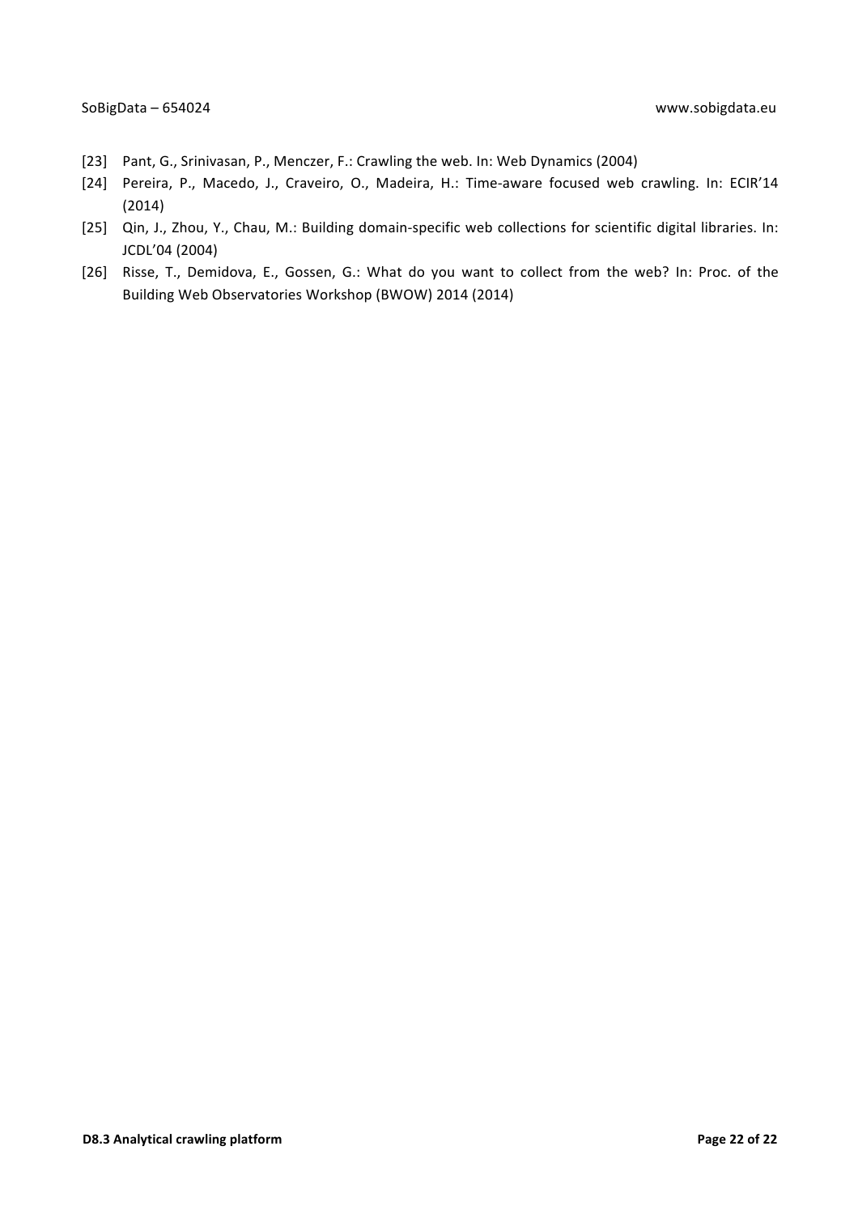[23] Pant, G., Srinivasan, P., Menczer, F.: Crawling the web. In: Web Dynamics (2004)

[24] Pereira, P., Macedo, J., Craveiro, O., Madeira, H.: Time-aware focused web crawling. In: ECIR'14 (2014)

[25] Qin, J., Zhou, Y., Chau, M.: Building domain-specific web collections for scientific digital libraries. In: JCDL'04 (2004)

[26] Risse, T., Demidova, E., Gossen, G.: What do you want to collect from the web? In: Proc. of the Building Web Observatories Workshop (BWOW) 2014 (2014)